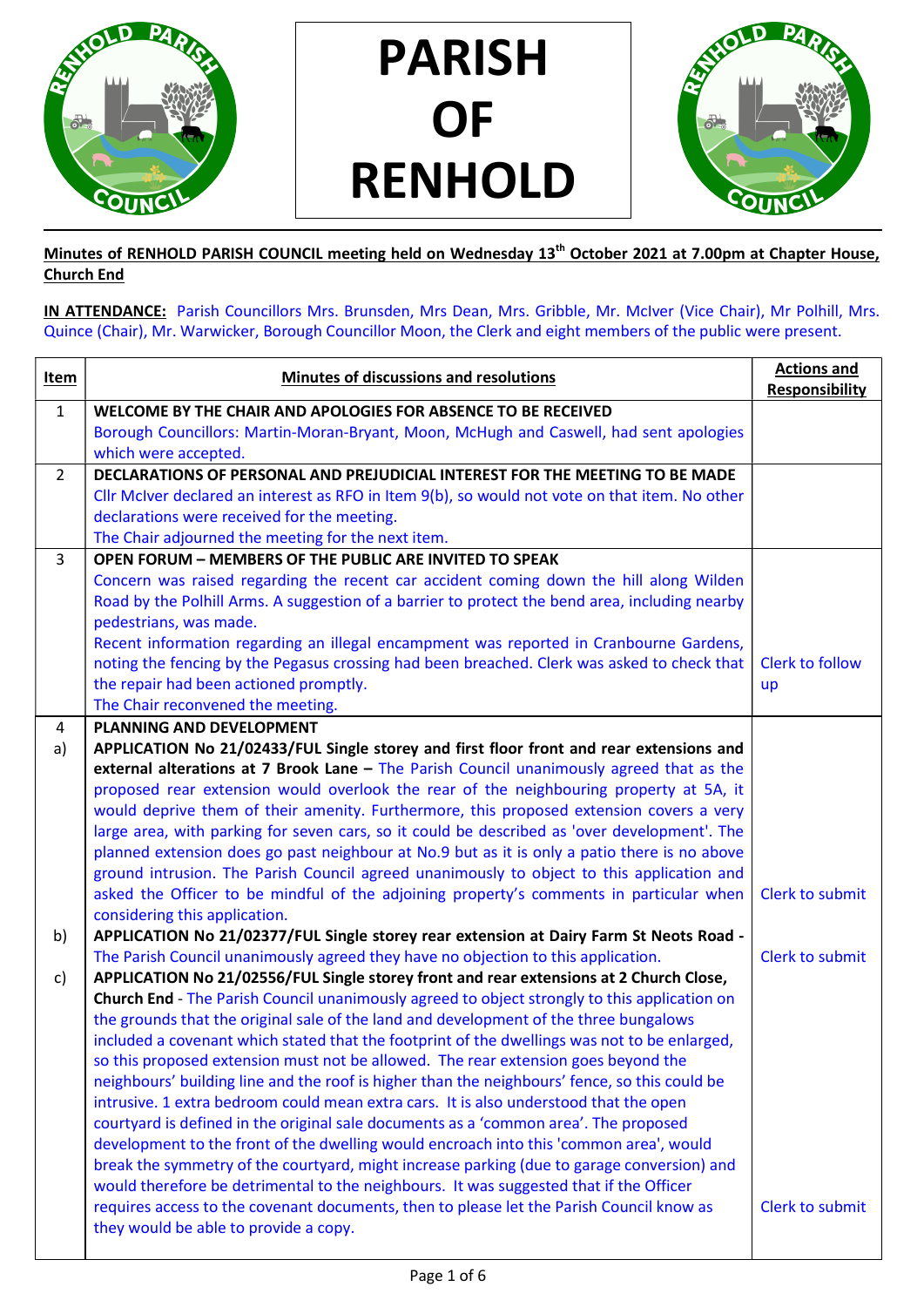# PARISH OF RENHOLD

**Minutes of RENHOLD PARISH COUNCIL meeting held on Wednesday 13th October 2021 at 7.00pm at Chapter House, Church End**

**IN ATTENDANCE:** Parish Councillors Mrs. Brunsden, Mrs Dean, Mrs. Gribble, Mr. McIver (Vice Chair), Mr Polhill, Mrs. Quince (Chair), Mr. Warwicker, Borough Councillor Moon, the Clerk and eight members of the public were present.

| Item | Minutes of discussions and resolutions | Actions and Responsibility |
|---|---|---|
| 1 | **WELCOME BY THE CHAIR AND APOLOGIES FOR ABSENCE TO BE RECEIVED**<br>Borough Councillors: Martin-Moran-Bryant, Moon, McHugh and Caswell, had sent apologies which were accepted. | |
| 2 | **DECLARATIONS OF PERSONAL AND PREJUDICIAL INTEREST FOR THE MEETING TO BE MADE**<br>Cllr McIver declared an interest as RFO in Item 9(b), so would not vote on that item. No other declarations were received for the meeting.<br>The Chair adjourned the meeting for the next item. | |
| 3 | **OPEN FORUM – MEMBERS OF THE PUBLIC ARE INVITED TO SPEAK**<br>Concern was raised regarding the recent car accident coming down the hill along Wilden Road by the Polhill Arms. A suggestion of a barrier to protect the bend area, including nearby pedestrians, was made.<br>Recent information regarding an illegal encampment was reported in Cranbourne Gardens, noting the fencing by the Pegasus crossing had been breached. Clerk was asked to check that the repair had been actioned promptly.<br>The Chair reconvened the meeting. | Clerk to follow up |
| 4 | **PLANNING AND DEVELOPMENT** | |
| a) | **APPLICATION No 21/02433/FUL Single storey and first floor front and rear extensions and external alterations at 7 Brook Lane –** The Parish Council unanimously agreed that as the proposed rear extension would overlook the rear of the neighbouring property at 5A, it would deprive them of their amenity. Furthermore, this proposed extension covers a very large area, with parking for seven cars, so it could be described as 'over development'. The planned extension does go past neighbour at No.9 but as it is only a patio there is no above ground intrusion. The Parish Council agreed unanimously to object to this application and asked the Officer to be mindful of the adjoining property's comments in particular when considering this application. | Clerk to submit |
| b) | **APPLICATION No 21/02377/FUL Single storey rear extension at Dairy Farm St Neots Road -** The Parish Council unanimously agreed they have no objection to this application. | Clerk to submit |
| c) | **APPLICATION No 21/02556/FUL Single storey front and rear extensions at 2 Church Close, Church End** - The Parish Council unanimously agreed to object strongly to this application on the grounds that the original sale of the land and development of the three bungalows included a covenant which stated that the footprint of the dwellings was not to be enlarged, so this proposed extension must not be allowed. The rear extension goes beyond the neighbours' building line and the roof is higher than the neighbours' fence, so this could be intrusive. 1 extra bedroom could mean extra cars. It is also understood that the open courtyard is defined in the original sale documents as a 'common area'. The proposed development to the front of the dwelling would encroach into this 'common area', would break the symmetry of the courtyard, might increase parking (due to garage conversion) and would therefore be detrimental to the neighbours. It was suggested that if the Officer requires access to the covenant documents, then to please let the Parish Council know as they would be able to provide a copy. | Clerk to submit |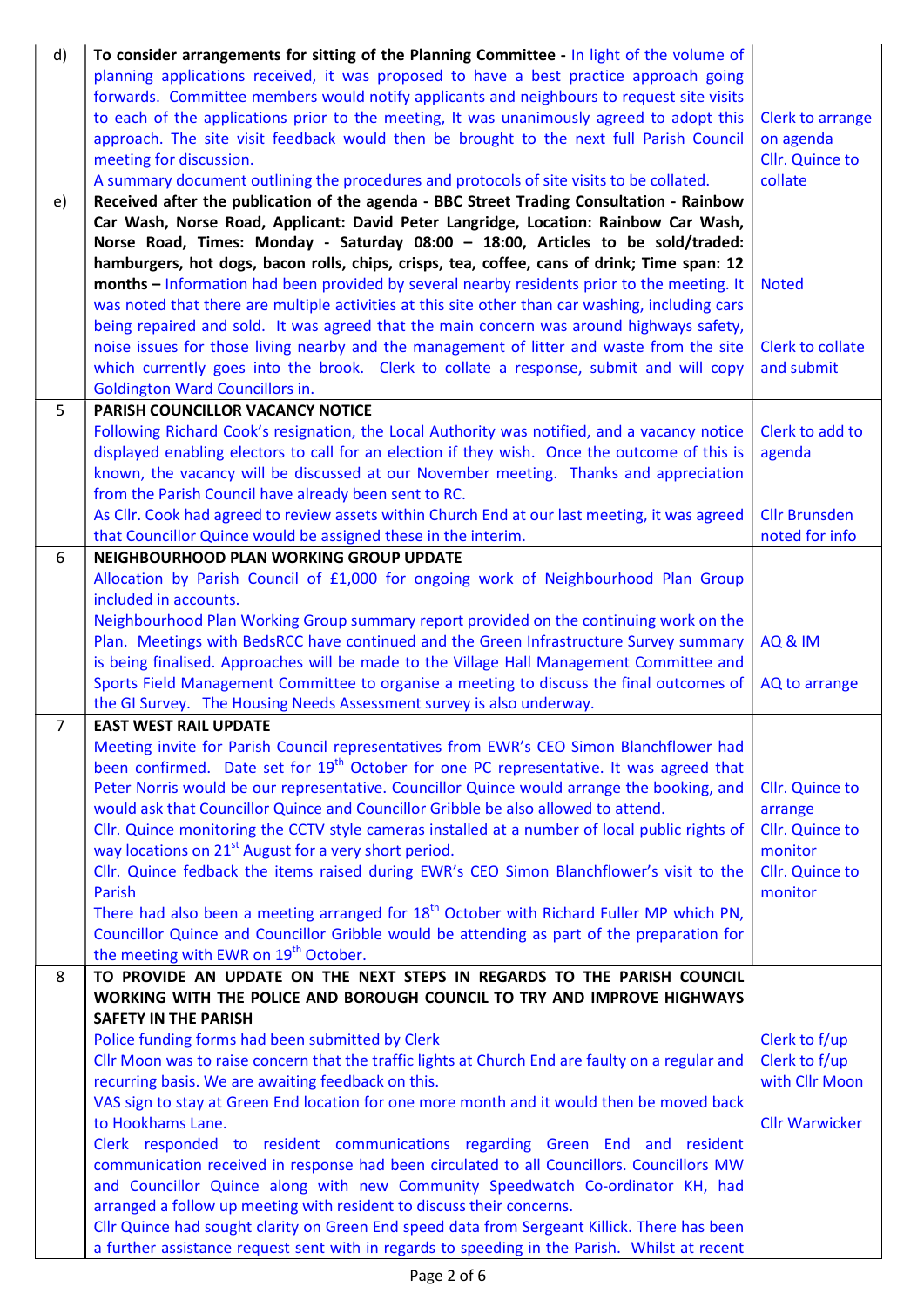| | | |
|---|---|---|
| d) | **To consider arrangements for sitting of the Planning Committee -** In light of the volume of planning applications received, it was proposed to have a best practice approach going forwards. Committee members would notify applicants and neighbours to request site visits to each of the applications prior to the meeting, It was unanimously agreed to adopt this approach. The site visit feedback would then be brought to the next full Parish Council meeting for discussion.<br>A summary document outlining the procedures and protocols of site visits to be collated. | Clerk to arrange on agenda<br>Cllr. Quince to collate |
| e) | **Received after the publication of the agenda - BBC Street Trading Consultation - Rainbow Car Wash, Norse Road, Applicant: David Peter Langridge, Location: Rainbow Car Wash, Norse Road, Times: Monday - Saturday 08:00 – 18:00, Articles to be sold/traded: hamburgers, hot dogs, bacon rolls, chips, crisps, tea, coffee, cans of drink; Time span: 12 months –** Information had been provided by several nearby residents prior to the meeting. It was noted that there are multiple activities at this site other than car washing, including cars being repaired and sold. It was agreed that the main concern was around highways safety, noise issues for those living nearby and the management of litter and waste from the site which currently goes into the brook. Clerk to collate a response, submit and will copy Goldington Ward Councillors in. | Noted<br><br>Clerk to collate and submit |
| 5 | **PARISH COUNCILLOR VACANCY NOTICE**<br>Following Richard Cook's resignation, the Local Authority was notified, and a vacancy notice displayed enabling electors to call for an election if they wish. Once the outcome of this is known, the vacancy will be discussed at our November meeting. Thanks and appreciation from the Parish Council have already been sent to RC.<br>As Cllr. Cook had agreed to review assets within Church End at our last meeting, it was agreed that Councillor Quince would be assigned these in the interim. | Clerk to add to agenda<br><br>Cllr Brunsden noted for info |
| 6 | **NEIGHBOURHOOD PLAN WORKING GROUP UPDATE**<br>Allocation by Parish Council of £1,000 for ongoing work of Neighbourhood Plan Group included in accounts.<br>Neighbourhood Plan Working Group summary report provided on the continuing work on the Plan. Meetings with BedsRCC have continued and the Green Infrastructure Survey summary is being finalised. Approaches will be made to the Village Hall Management Committee and Sports Field Management Committee to organise a meeting to discuss the final outcomes of the GI Survey. The Housing Needs Assessment survey is also underway. | AQ & IM<br><br>AQ to arrange |
| 7 | **EAST WEST RAIL UPDATE**<br>Meeting invite for Parish Council representatives from EWR's CEO Simon Blanchflower had been confirmed. Date set for 19th October for one PC representative. It was agreed that Peter Norris would be our representative. Councillor Quince would arrange the booking, and would ask that Councillor Quince and Councillor Gribble be also allowed to attend.<br>Cllr. Quince monitoring the CCTV style cameras installed at a number of local public rights of way locations on 21st August for a very short period.<br>Cllr. Quince fedback the items raised during EWR's CEO Simon Blanchflower's visit to the Parish<br>There had also been a meeting arranged for 18th October with Richard Fuller MP which PN, Councillor Quince and Councillor Gribble would be attending as part of the preparation for the meeting with EWR on 19th October. | Cllr. Quince to arrange<br>Cllr. Quince to monitor<br>Cllr. Quince to monitor |
| 8 | **TO PROVIDE AN UPDATE ON THE NEXT STEPS IN REGARDS TO THE PARISH COUNCIL WORKING WITH THE POLICE AND BOROUGH COUNCIL TO TRY AND IMPROVE HIGHWAYS SAFETY IN THE PARISH**<br>Police funding forms had been submitted by Clerk<br>Cllr Moon was to raise concern that the traffic lights at Church End are faulty on a regular and recurring basis. We are awaiting feedback on this.<br>VAS sign to stay at Green End location for one month and it would then be moved back to Hookhams Lane.<br>Clerk responded to resident communications regarding Green End and resident communication received in response had been circulated to all Councillors. Councillors MW and Councillor Quince along with new Community Speedwatch Co-ordinator KH, had arranged a follow up meeting with resident to discuss their concerns.<br>Cllr Quince had sought clarity on Green End speed data from Sergeant Killick. There has been a further assistance request sent with in regards to speeding in the Parish. Whilst at recent | Clerk to f/up<br>Clerk to f/up with Cllr Moon<br><br>Cllr Warwicker |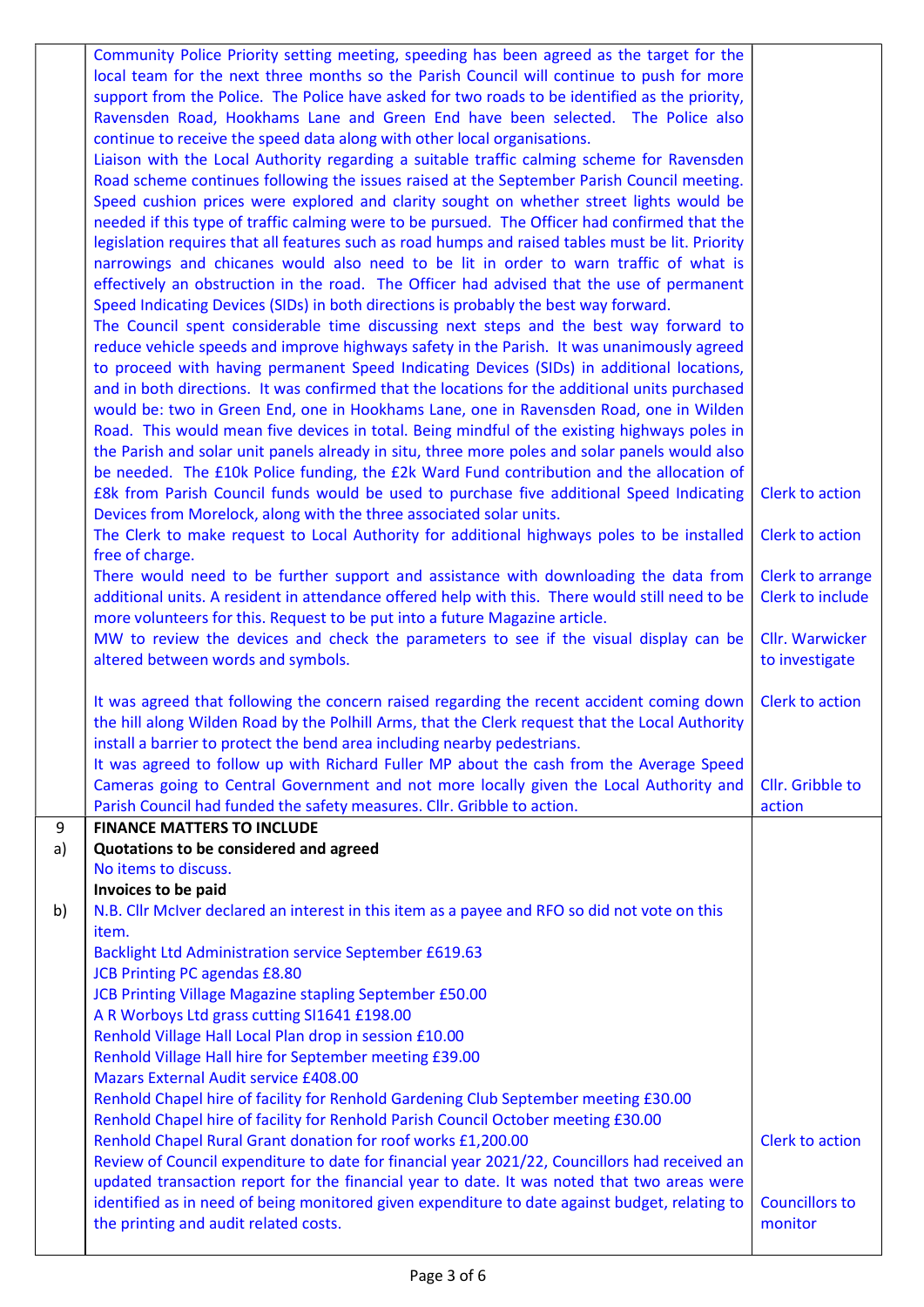| | | |
|---|---|---|
| | Community Police Priority setting meeting, speeding has been agreed as the target for the local team for the next three months so the Parish Council will continue to push for more support from the Police. The Police have asked for two roads to be identified as the priority, Ravensden Road, Hookhams Lane and Green End have been selected. The Police also continue to receive the speed data along with other local organisations.<br>Liaison with the Local Authority regarding a suitable traffic calming scheme for Ravensden Road scheme continues following the issues raised at the September Parish Council meeting. Speed cushion prices were explored and clarity sought on whether street lights would be needed if this type of traffic calming were to be pursued. The Officer had confirmed that the legislation requires that all features such as road humps and raised tables must be lit. Priority narrowings and chicanes would also need to be lit in order to warn traffic of what is effectively an obstruction in the road. The Officer had advised that the use of permanent Speed Indicating Devices (SIDs) in both directions is probably the best way forward.<br>The Council spent considerable time discussing next steps and the best way forward to reduce vehicle speeds and improve highways safety in the Parish. It was unanimously agreed to proceed with having permanent Speed Indicating Devices (SIDs) in additional locations, and in both directions. It was confirmed that the locations for the additional units purchased would be: two in Green End, one in Hookhams Lane, one in Ravensden Road, one in Wilden Road. This would mean five devices in total. Being mindful of the existing highways poles in the Parish and solar unit panels already in situ, three more poles and solar panels would also be needed. The £10k Police funding, the £2k Ward Fund contribution and the allocation of £8k from Parish Council funds would be used to purchase five additional Speed Indicating Devices from Morelock, along with the three associated solar units. | Clerk to action |
| | The Clerk to make request to Local Authority for additional highways poles to be installed free of charge. | Clerk to action |
| | There would need to be further support and assistance with downloading the data from additional units. A resident in attendance offered help with this. There would still need to be more volunteers for this. Request to be put into a future Magazine article. | Clerk to arrange<br>Clerk to include |
| | MW to review the devices and check the parameters to see if the visual display can be altered between words and symbols. | Cllr. Warwicker to investigate |
| | It was agreed that following the concern raised regarding the recent accident coming down the hill along Wilden Road by the Polhill Arms, that the Clerk request that the Local Authority install a barrier to protect the bend area including nearby pedestrians. | Clerk to action |
| | It was agreed to follow up with Richard Fuller MP about the cash from the Average Speed Cameras going to Central Government and not more locally given the Local Authority and Parish Council had funded the safety measures. Cllr. Gribble to action. | Cllr. Gribble to action |
| 9 | **FINANCE MATTERS TO INCLUDE** | |
| a) | **Quotations to be considered and agreed**<br>No items to discuss. | |
| b) | **Invoices to be paid**<br>N.B. Cllr McIver declared an interest in this item as a payee and RFO so did not vote on this item.<br>Backlight Ltd Administration service September £619.63<br>JCB Printing PC agendas £8.80<br>JCB Printing Village Magazine stapling September £50.00<br>A R Worboys Ltd grass cutting SI1641 £198.00<br>Renhold Village Hall Local Plan drop in session £10.00<br>Renhold Village Hall hire for September meeting £39.00<br>Mazars External Audit service £408.00<br>Renhold Chapel hire of facility for Renhold Gardening Club September meeting £30.00<br>Renhold Chapel hire of facility for Renhold Parish Council October meeting £30.00<br>Renhold Chapel Rural Grant donation for roof works £1,200.00 | Clerk to action |
| | Review of Council expenditure to date for financial year 2021/22, Councillors had received an updated transaction report for the financial year to date. It was noted that two areas were identified as in need of being monitored given expenditure to date against budget, relating to the printing and audit related costs. | Councillors to monitor |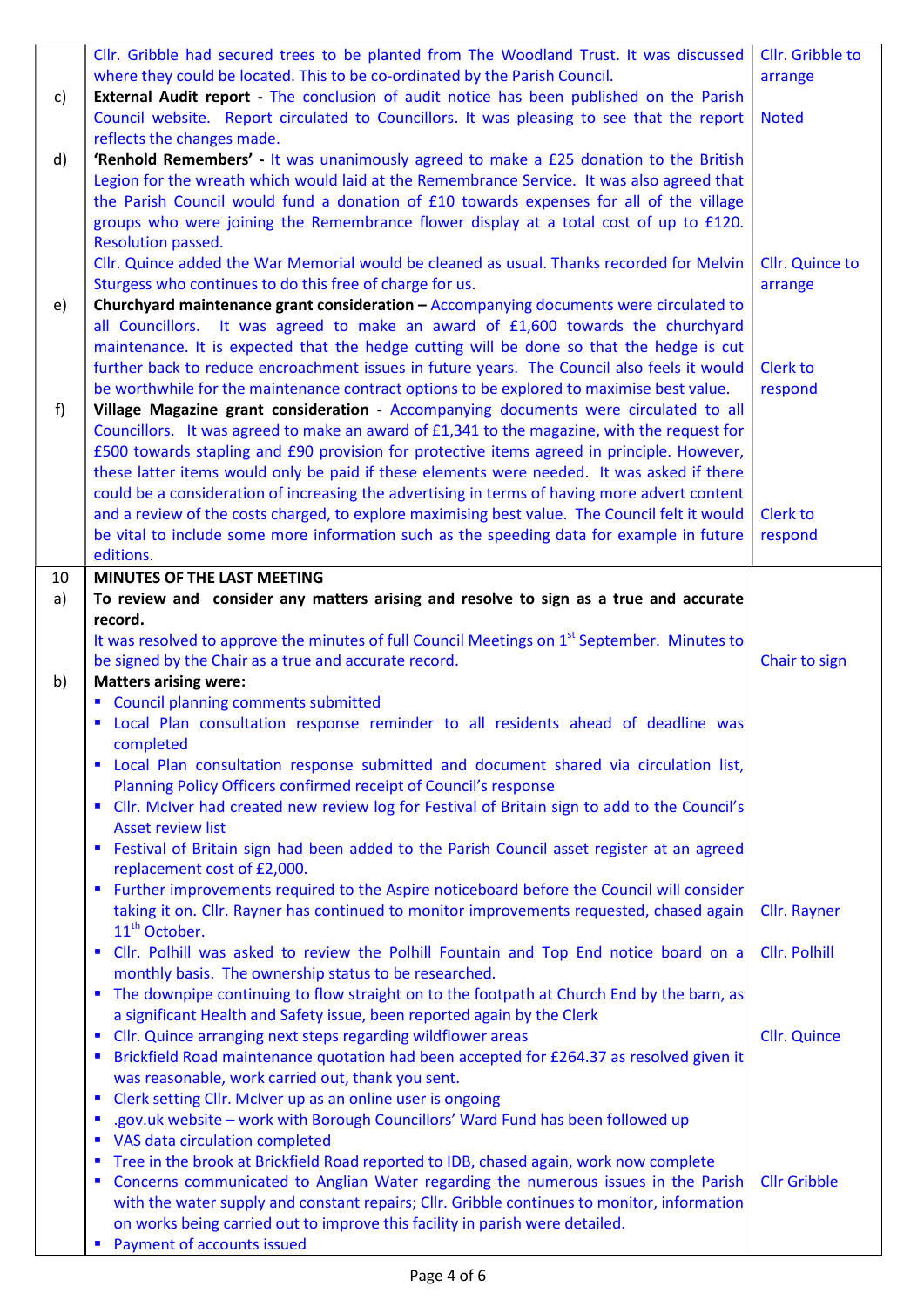| | | |
|---|---|---|
| | Cllr. Gribble had secured trees to be planted from The Woodland Trust. It was discussed where they could be located. This to be co-ordinated by the Parish Council. | Cllr. Gribble to arrange |
| c) | **External Audit report -** The conclusion of audit notice has been published on the Parish Council website. Report circulated to Councillors. It was pleasing to see that the report reflects the changes made. | Noted |
| d) | **'Renhold Remembers' -** It was unanimously agreed to make a £25 donation to the British Legion for the wreath which would laid at the Remembrance Service. It was also agreed that the Parish Council would fund a donation of £10 towards expenses for all of the village groups who were joining the Remembrance flower display at a total cost of up to £120. Resolution passed.<br>Cllr. Quince added the War Memorial would be cleaned as usual. Thanks recorded for Melvin Sturgess who continues to do this free of charge for us. | Cllr. Quince to arrange |
| e) | **Churchyard maintenance grant consideration –** Accompanying documents were circulated to all Councillors. It was agreed to make an award of £1,600 towards the churchyard maintenance. It is expected that the hedge cutting will be done so that the hedge is cut further back to reduce encroachment issues in future years. The Council also feels it would be worthwhile for the maintenance contract options to be explored to maximise best value. | Clerk to respond |
| f) | **Village Magazine grant consideration -** Accompanying documents were circulated to all Councillors. It was agreed to make an award of £1,341 to the magazine, with the request for £500 towards stapling and £90 provision for protective items agreed in principle. However, these latter items would only be paid if these elements were needed. It was asked if there could be a consideration of increasing the advertising in terms of having more advert content and a review of the costs charged, to explore maximising best value. The Council felt it would be vital to include some more information such as the speeding data for example in future editions. | Clerk to respond |
| 10 | **MINUTES OF THE LAST MEETING** | |
| a) | **To review and consider any matters arising and resolve to sign as a true and accurate record.**<br>It was resolved to approve the minutes of full Council Meetings on 1st September. Minutes to be signed by the Chair as a true and accurate record. | Chair to sign |
| b) | **Matters arising were:**<br>▪ Council planning comments submitted<br>▪ Local Plan consultation response reminder to all residents ahead of deadline was completed<br>▪ Local Plan consultation response submitted and document shared via circulation list, Planning Policy Officers confirmed receipt of Council's response<br>▪ Cllr. McIver had created new review log for Festival of Britain sign to add to the Council's Asset review list<br>▪ Festival of Britain sign had been added to the Parish Council asset register at an agreed replacement cost of £2,000.<br>▪ Further improvements required to the Aspire noticeboard before the Council will consider taking it on. Cllr. Rayner has continued to monitor improvements requested, chased again 11th October.<br>▪ Cllr. Polhill was asked to review the Polhill Fountain and Top End notice board on a monthly basis. The ownership status to be researched.<br>▪ The downpipe continuing to flow straight on to the footpath at Church End by the barn, as a significant Health and Safety issue, been reported again by the Clerk<br>▪ Cllr. Quince arranging next steps regarding wildflower areas<br>▪ Brickfield Road maintenance quotation had been accepted for £264.37 as resolved given it was reasonable, work carried out, thank you sent.<br>▪ Clerk setting Cllr. McIver up as an online user is ongoing<br>▪ .gov.uk website – work with Borough Councillors' Ward Fund has been followed up<br>▪ VAS data circulation completed<br>▪ Tree in the brook at Brickfield Road reported to IDB, chased again, work now complete<br>▪ Concerns communicated to Anglian Water regarding the numerous issues in the Parish with the water supply and constant repairs; Cllr. Gribble continues to monitor, information on works being carried out to improve this facility in parish were detailed.<br>▪ Payment of accounts issued | Cllr. Rayner<br><br>Cllr. Polhill<br><br>Cllr. Quince<br><br>Cllr Gribble |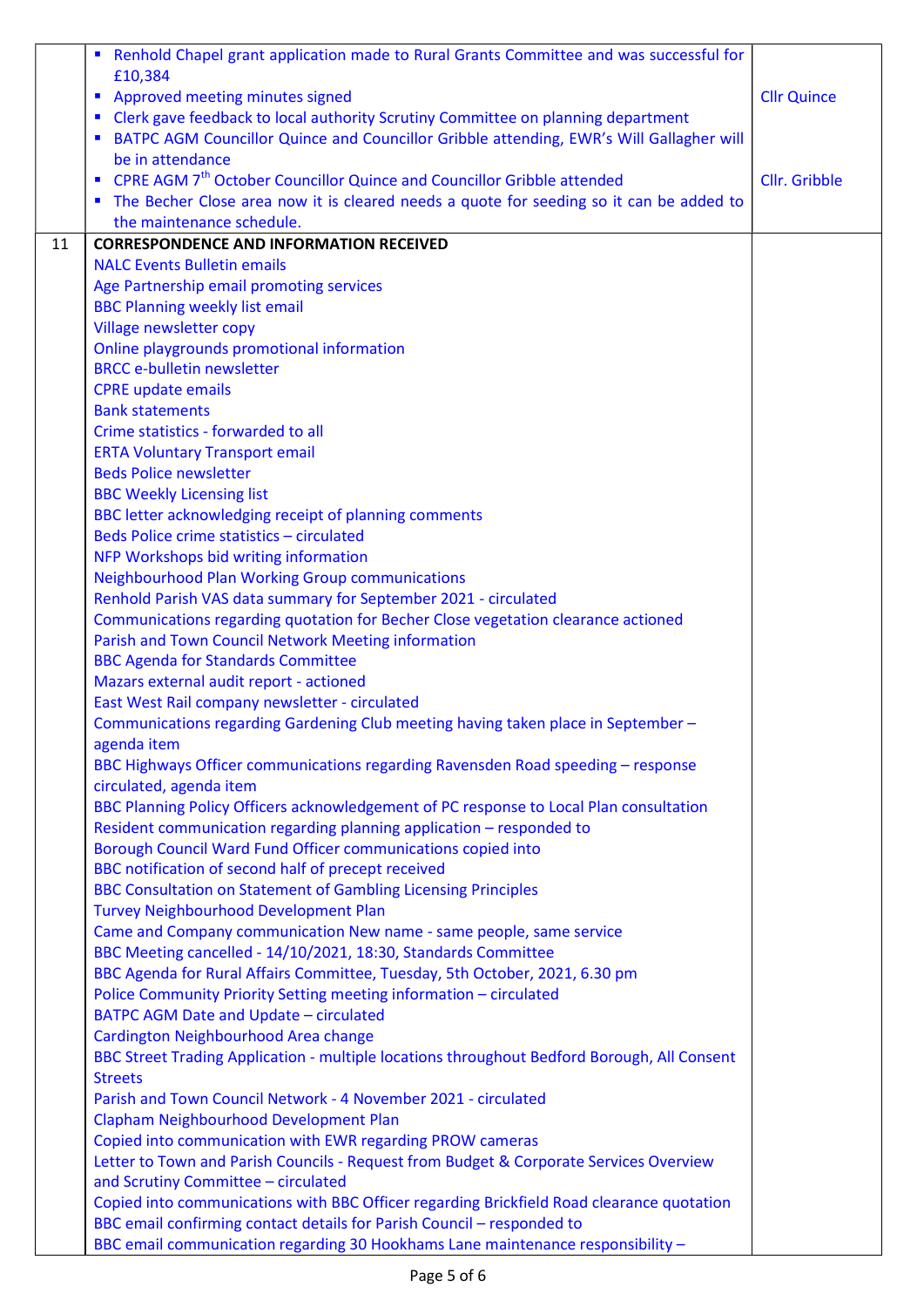| | | |
|---|---|---|
| | ▪ Renhold Chapel grant application made to Rural Grants Committee and was successful for £10,384<br>▪ Approved meeting minutes signed<br>▪ Clerk gave feedback to local authority Scrutiny Committee on planning department<br>▪ BATPC AGM Councillor Quince and Councillor Gribble attending, EWR's Will Gallagher will be in attendance<br>▪ CPRE AGM 7th October Councillor Quince and Councillor Gribble attended<br>▪ The Becher Close area now it is cleared needs a quote for seeding so it can be added to the maintenance schedule. | Cllr Quince<br><br>Cllr. Gribble |
| 11 | **CORRESPONDENCE AND INFORMATION RECEIVED**<br>NALC Events Bulletin emails<br>Age Partnership email promoting services<br>BBC Planning weekly list email<br>Village newsletter copy<br>Online playgrounds promotional information<br>BRCC e-bulletin newsletter<br>CPRE update emails<br>Bank statements<br>Crime statistics - forwarded to all<br>ERTA Voluntary Transport email<br>Beds Police newsletter<br>BBC Weekly Licensing list<br>BBC letter acknowledging receipt of planning comments<br>Beds Police crime statistics – circulated<br>NFP Workshops bid writing information<br>Neighbourhood Plan Working Group communications<br>Renhold Parish VAS data summary for September 2021 - circulated<br>Communications regarding quotation for Becher Close vegetation clearance actioned<br>Parish and Town Council Network Meeting information<br>BBC Agenda for Standards Committee<br>Mazars external audit report - actioned<br>East West Rail company newsletter - circulated<br>Communications regarding Gardening Club meeting having taken place in September – agenda item<br>BBC Highways Officer communications regarding Ravensden Road speeding – response circulated, agenda item<br>BBC Planning Policy Officers acknowledgement of PC response to Local Plan consultation<br>Resident communication regarding planning application – responded to<br>Borough Council Ward Fund Officer communications copied into<br>BBC notification of second half of precept received<br>BBC Consultation on Statement of Gambling Licensing Principles<br>Turvey Neighbourhood Development Plan<br>Came and Company communication New name - same people, same service<br>BBC Meeting cancelled - 14/10/2021, 18:30, Standards Committee<br>BBC Agenda for Rural Affairs Committee, Tuesday, 5th October, 2021, 6.30 pm<br>Police Community Priority Setting meeting information – circulated<br>BATPC AGM Date and Update – circulated<br>Cardington Neighbourhood Area change<br>BBC Street Trading Application - multiple locations throughout Bedford Borough, All Consent Streets<br>Parish and Town Council Network - 4 November 2021 - circulated<br>Clapham Neighbourhood Development Plan<br>Copied into communication with EWR regarding PROW cameras<br>Letter to Town and Parish Councils - Request from Budget & Corporate Services Overview and Scrutiny Committee – circulated<br>Copied into communications with BBC Officer regarding Brickfield Road clearance quotation<br>BBC email confirming contact details for Parish Council – responded to<br>BBC email communication regarding 30 Hookhams Lane maintenance responsibility – | |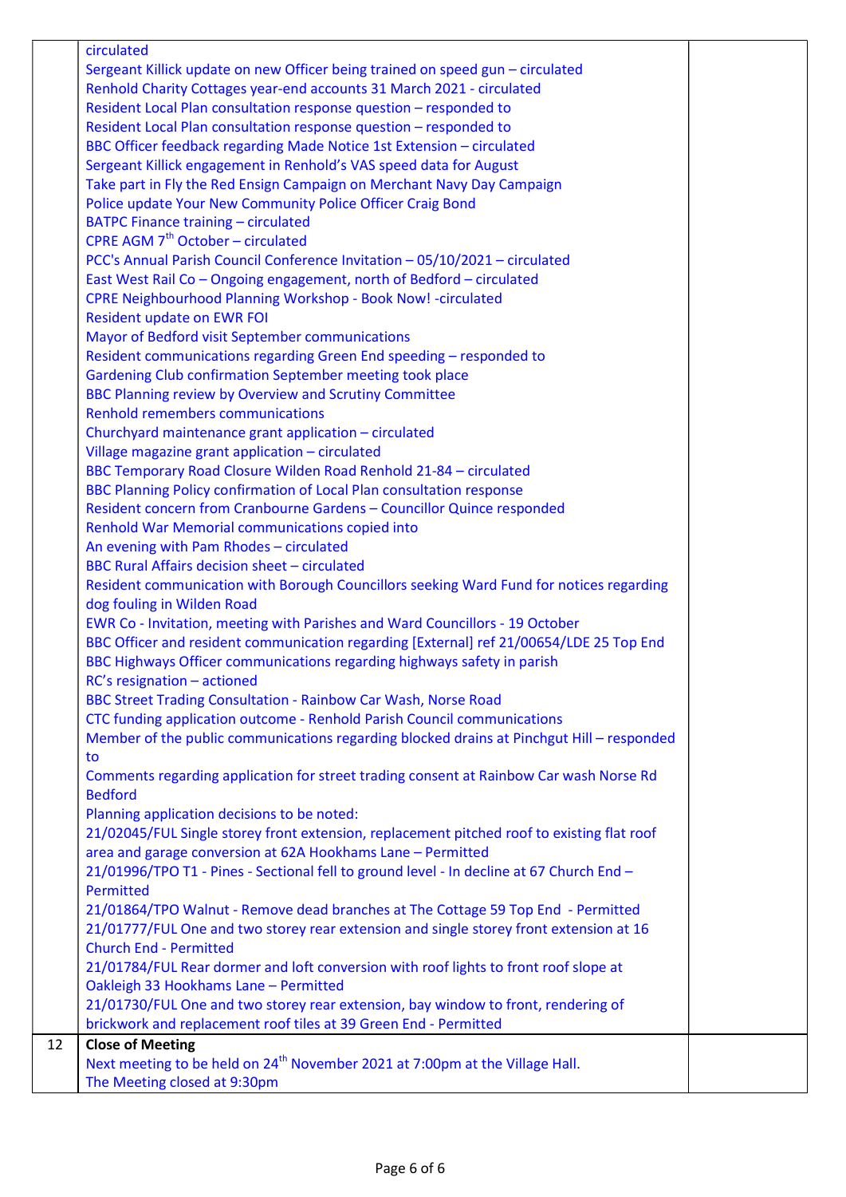| | | |
|---|---|---|
| | circulated<br>Sergeant Killick update on new Officer being trained on speed gun – circulated<br>Renhold Charity Cottages year-end accounts 31 March 2021 - circulated<br>Resident Local Plan consultation response question – responded to<br>Resident Local Plan consultation response question – responded to<br>BBC Officer feedback regarding Made Notice 1st Extension – circulated<br>Sergeant Killick engagement in Renhold's VAS speed data for August<br>Take part in Fly the Red Ensign Campaign on Merchant Navy Day Campaign<br>Police update Your New Community Police Officer Craig Bond<br>BATPC Finance training – circulated<br>CPRE AGM 7th October – circulated<br>PCC's Annual Parish Council Conference Invitation – 05/10/2021 – circulated<br>East West Rail Co – Ongoing engagement, north of Bedford – circulated<br>CPRE Neighbourhood Planning Workshop - Book Now! -circulated<br>Resident update on EWR FOI<br>Mayor of Bedford visit September communications<br>Resident communications regarding Green End speeding – responded to<br>Gardening Club confirmation September meeting took place<br>BBC Planning review by Overview and Scrutiny Committee<br>Renhold remembers communications<br>Churchyard maintenance grant application – circulated<br>Village magazine grant application – circulated<br>BBC Temporary Road Closure Wilden Road Renhold 21-84 – circulated<br>BBC Planning Policy confirmation of Local Plan consultation response<br>Resident concern from Cranbourne Gardens – Councillor Quince responded<br>Renhold War Memorial communications copied into<br>An evening with Pam Rhodes – circulated<br>BBC Rural Affairs decision sheet – circulated<br>Resident communication with Borough Councillors seeking Ward Fund for notices regarding dog fouling in Wilden Road<br>EWR Co - Invitation, meeting with Parishes and Ward Councillors - 19 October<br>BBC Officer and resident communication regarding [External] ref 21/00654/LDE 25 Top End<br>BBC Highways Officer communications regarding highways safety in parish<br>RC's resignation – actioned<br>BBC Street Trading Consultation - Rainbow Car Wash, Norse Road<br>CTC funding application outcome - Renhold Parish Council communications<br>Member of the public communications regarding blocked drains at Pinchgut Hill – responded to<br>Comments regarding application for street trading consent at Rainbow Car wash Norse Rd Bedford<br>Planning application decisions to be noted:<br>21/02045/FUL Single storey front extension, replacement pitched roof to existing flat roof area and garage conversion at 62A Hookhams Lane – Permitted<br>21/01996/TPO T1 - Pines - Sectional fell to ground level - In decline at 67 Church End – Permitted<br>21/01864/TPO Walnut - Remove dead branches at The Cottage 59 Top End - Permitted<br>21/01777/FUL One and two storey rear extension and single storey front extension at 16 Church End - Permitted<br>21/01784/FUL Rear dormer and loft conversion with roof lights to front roof slope at Oakleigh 33 Hookhams Lane – Permitted<br>21/01730/FUL One and two storey rear extension, bay window to front, rendering of brickwork and replacement roof tiles at 39 Green End - Permitted | |
| 12 | **Close of Meeting**<br>Next meeting to be held on 24th November 2021 at 7:00pm at the Village Hall.<br>The Meeting closed at 9:30pm | |